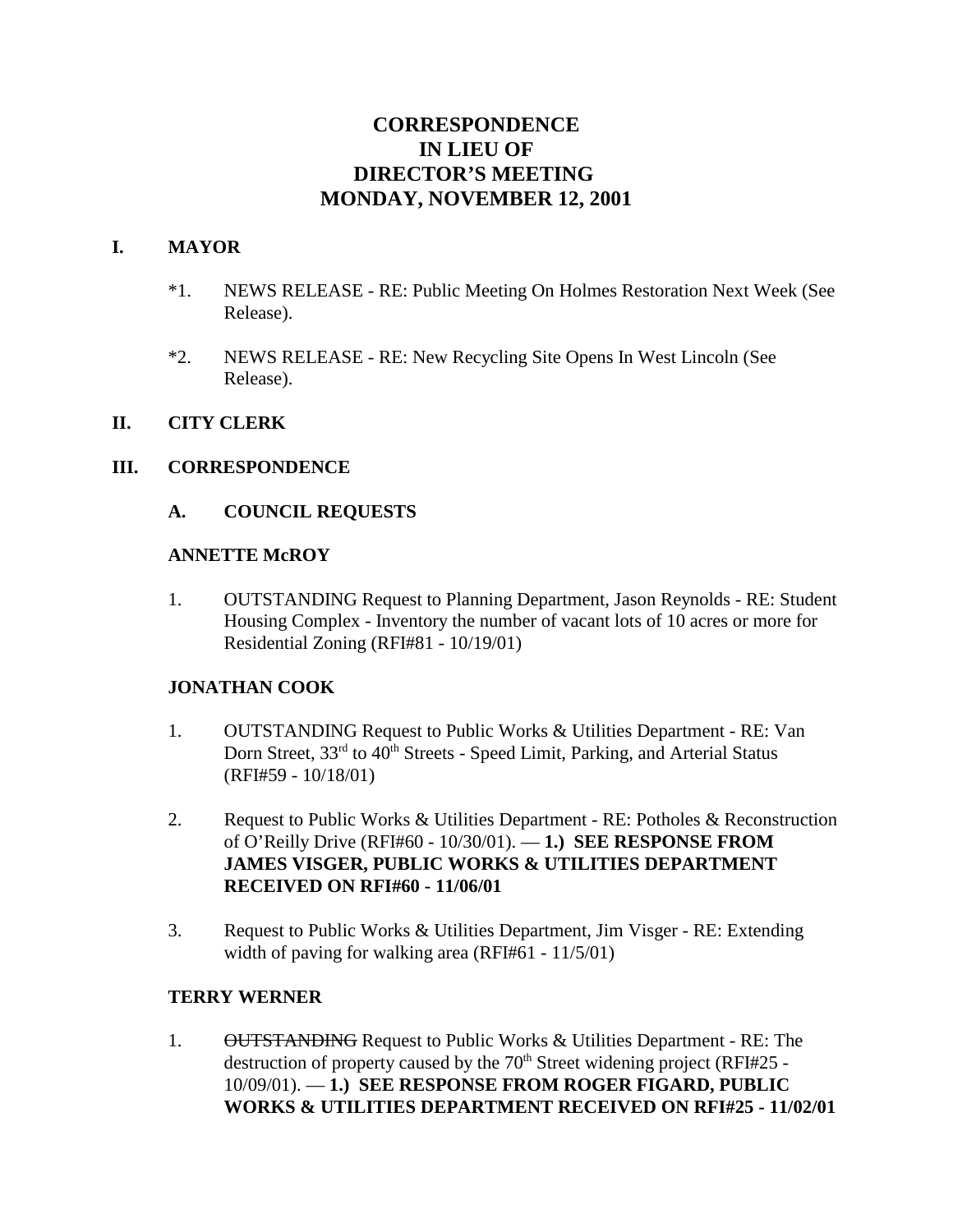# CORRESPONDENCE
# IN LIEU OF
# DIRECTOR'S MEETING
# MONDAY, NOVEMBER 12, 2001

## I. MAYOR

*1. NEWS RELEASE - RE: Public Meeting On Holmes Restoration Next Week (See Release).

*2. NEWS RELEASE - RE: New Recycling Site Opens In West Lincoln (See Release).

## II. CITY CLERK

## III. CORRESPONDENCE

### A. COUNCIL REQUESTS

**ANNETTE McROY**

1. OUTSTANDING Request to Planning Department, Jason Reynolds - RE: Student Housing Complex - Inventory the number of vacant lots of 10 acres or more for Residential Zoning (RFI#81 - 10/19/01)

**JONATHAN COOK**

1. OUTSTANDING Request to Public Works & Utilities Department - RE: Van Dorn Street, 33rd to 40th Streets - Speed Limit, Parking, and Arterial Status (RFI#59 - 10/18/01)

2. Request to Public Works & Utilities Department - RE: Potholes & Reconstruction of O'Reilly Drive (RFI#60 - 10/30/01). — **1.) SEE RESPONSE FROM JAMES VISGER, PUBLIC WORKS & UTILITIES DEPARTMENT RECEIVED ON RFI#60 - 11/06/01**

3. Request to Public Works & Utilities Department, Jim Visger - RE: Extending width of paving for walking area (RFI#61 - 11/5/01)

**TERRY WERNER**

1. ~~OUTSTANDING~~ Request to Public Works & Utilities Department - RE: The destruction of property caused by the 70th Street widening project (RFI#25 - 10/09/01). — **1.) SEE RESPONSE FROM ROGER FIGARD, PUBLIC WORKS & UTILITIES DEPARTMENT RECEIVED ON RFI#25 - 11/02/01**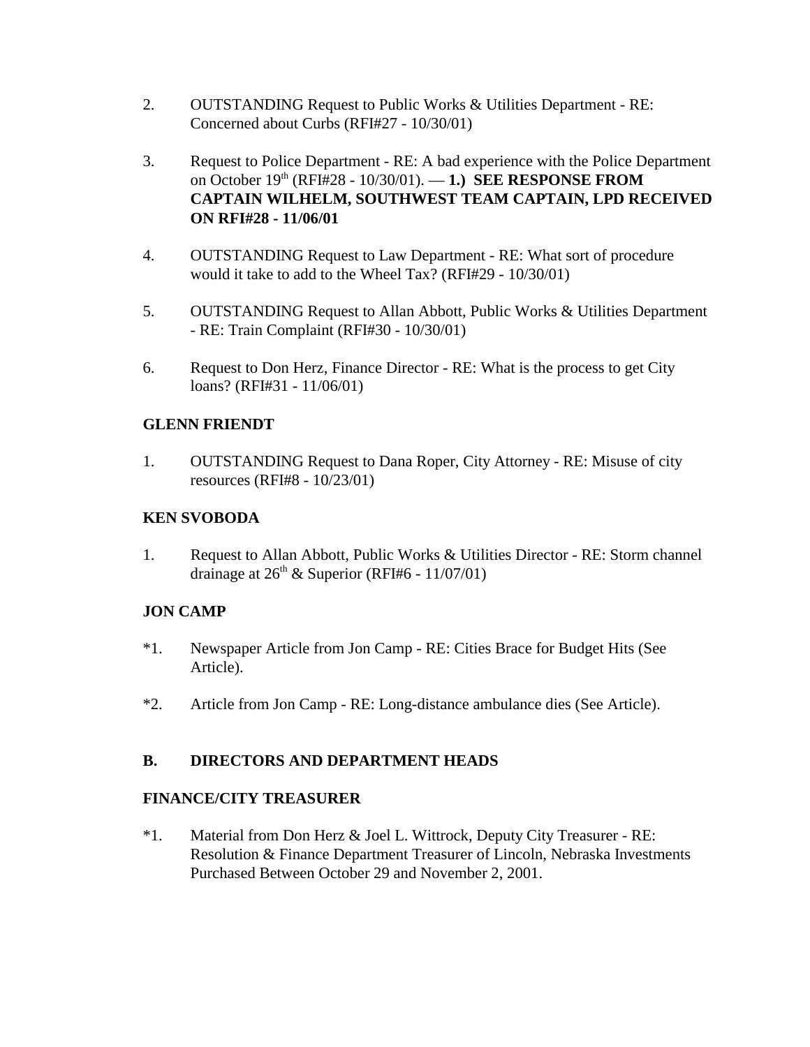2. OUTSTANDING Request to Public Works & Utilities Department - RE: Concerned about Curbs (RFI#27 - 10/30/01)

3. Request to Police Department - RE: A bad experience with the Police Department on October 19th (RFI#28 - 10/30/01). — **1.) SEE RESPONSE FROM CAPTAIN WILHELM, SOUTHWEST TEAM CAPTAIN, LPD RECEIVED ON RFI#28 - 11/06/01**

4. OUTSTANDING Request to Law Department - RE: What sort of procedure would it take to add to the Wheel Tax? (RFI#29 - 10/30/01)

5. OUTSTANDING Request to Allan Abbott, Public Works & Utilities Department - RE: Train Complaint (RFI#30 - 10/30/01)

6. Request to Don Herz, Finance Director - RE: What is the process to get City loans? (RFI#31 - 11/06/01)

**GLENN FRIENDT**

1. OUTSTANDING Request to Dana Roper, City Attorney - RE: Misuse of city resources (RFI#8 - 10/23/01)

**KEN SVOBODA**

1. Request to Allan Abbott, Public Works & Utilities Director - RE: Storm channel drainage at 26th & Superior (RFI#6 - 11/07/01)

**JON CAMP**

*1. Newspaper Article from Jon Camp - RE: Cities Brace for Budget Hits (See Article).

*2. Article from Jon Camp - RE: Long-distance ambulance dies (See Article).

**B. DIRECTORS AND DEPARTMENT HEADS**

**FINANCE/CITY TREASURER**

*1. Material from Don Herz & Joel L. Wittrock, Deputy City Treasurer - RE: Resolution & Finance Department Treasurer of Lincoln, Nebraska Investments Purchased Between October 29 and November 2, 2001.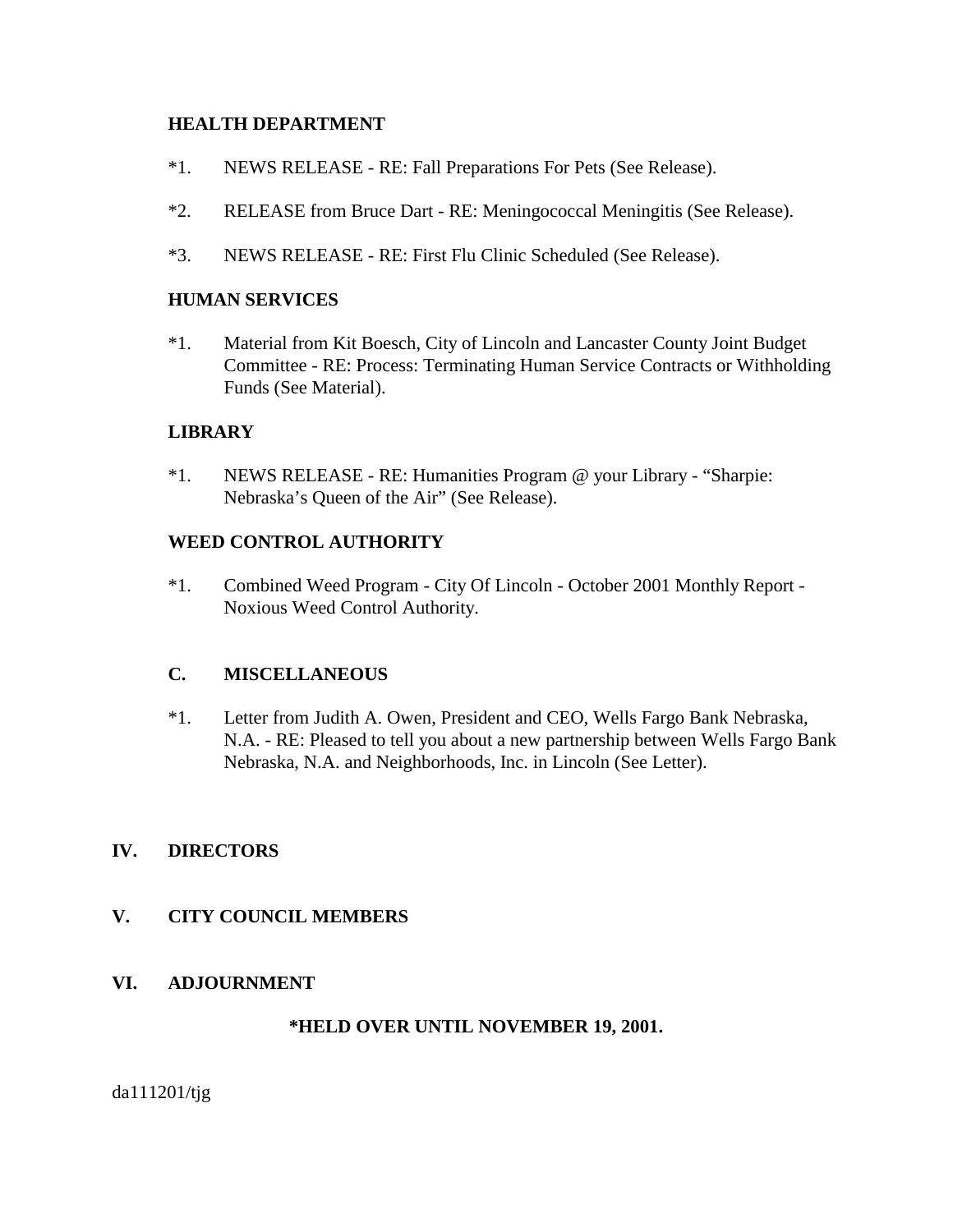**HEALTH DEPARTMENT**

*1. NEWS RELEASE - RE: Fall Preparations For Pets (See Release).

*2. RELEASE from Bruce Dart - RE: Meningococcal Meningitis (See Release).

*3. NEWS RELEASE - RE: First Flu Clinic Scheduled (See Release).

**HUMAN SERVICES**

*1. Material from Kit Boesch, City of Lincoln and Lancaster County Joint Budget Committee - RE: Process: Terminating Human Service Contracts or Withholding Funds (See Material).

**LIBRARY**

*1. NEWS RELEASE - RE: Humanities Program @ your Library - "Sharpie: Nebraska's Queen of the Air" (See Release).

**WEED CONTROL AUTHORITY**

*1. Combined Weed Program - City Of Lincoln - October 2001 Monthly Report - Noxious Weed Control Authority.

**C. MISCELLANEOUS**

*1. Letter from Judith A. Owen, President and CEO, Wells Fargo Bank Nebraska, N.A. - RE: Pleased to tell you about a new partnership between Wells Fargo Bank Nebraska, N.A. and Neighborhoods, Inc. in Lincoln (See Letter).

**IV. DIRECTORS**

**V. CITY COUNCIL MEMBERS**

**VI. ADJOURNMENT**

**\*HELD OVER UNTIL NOVEMBER 19, 2001.**

da111201/tjg